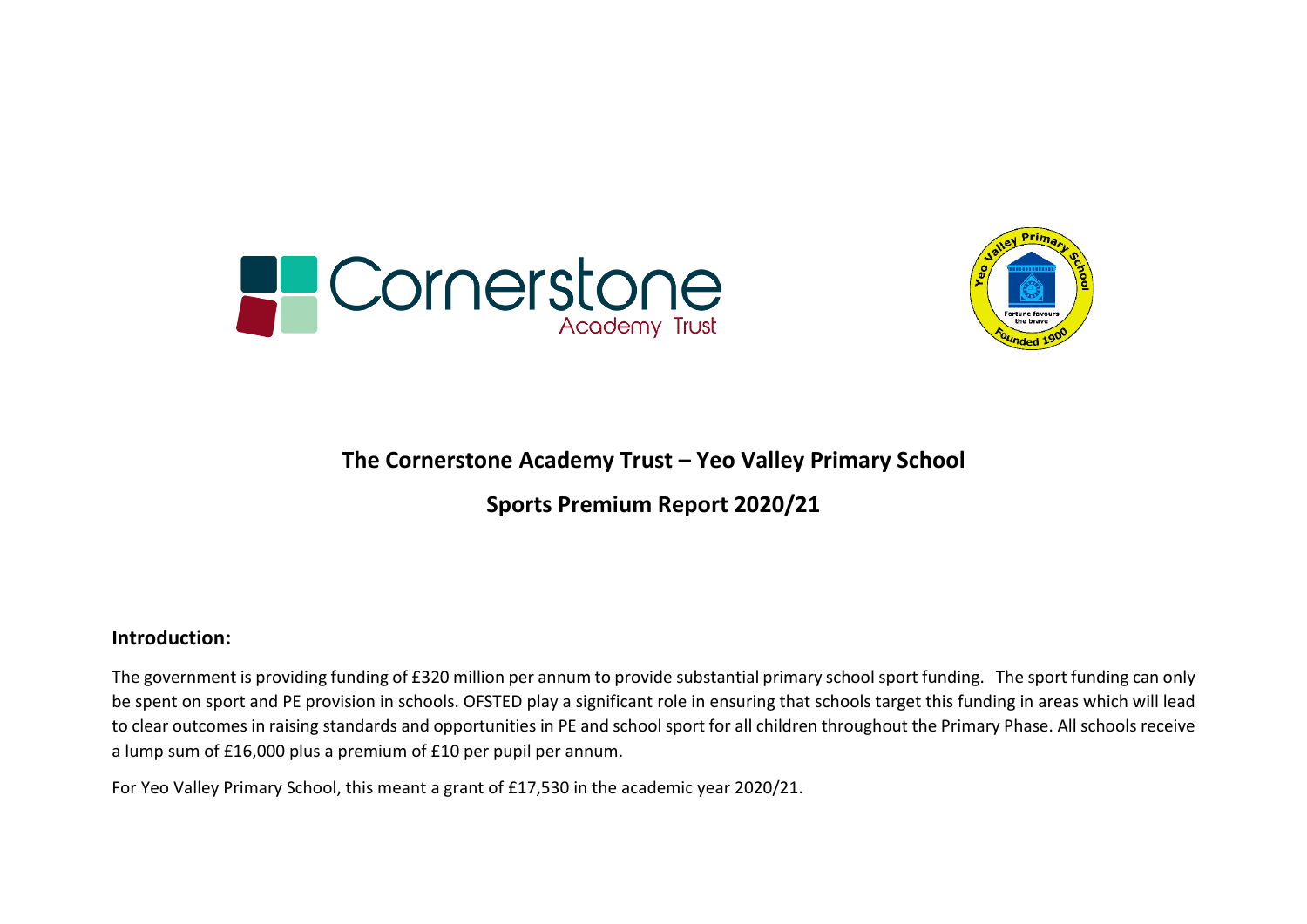# The Cornerstone Academy Trust – Yeo Valley Primary School

## Sports Premium Report 2020/21

### Introduction:

The government is providing funding of £320 million per annum to provide substantial primary school sport funding. The sport funding can only be spent on sport and PE provision in schools. OFSTED play a significant role in ensuring that schools target this funding in areas which will lead to clear outcomes in raising standards and opportunities in PE and school sport for all children throughout the Primary Phase. All schools receive a lump sum of £16,000 plus a premium of £10 per pupil per annum.

For Yeo Valley Primary School, this meant a grant of £17,530 in the academic year 2020/21.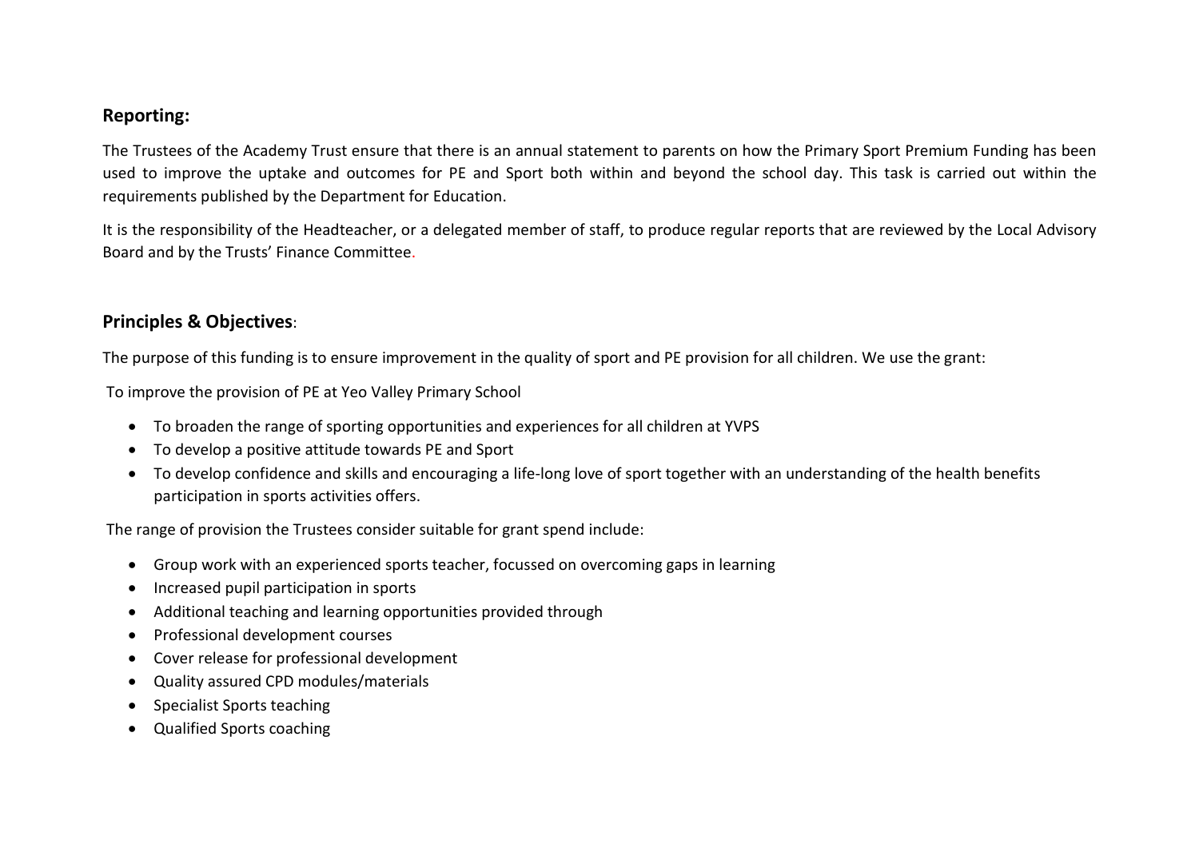## Reporting:

The Trustees of the Academy Trust ensure that there is an annual statement to parents on how the Primary Sport Premium Funding has been used to improve the uptake and outcomes for PE and Sport both within and beyond the school day. This task is carried out within the requirements published by the Department for Education.

It is the responsibility of the Headteacher, or a delegated member of staff, to produce regular reports that are reviewed by the Local Advisory Board and by the Trusts' Finance Committee.

## Principles & Objectives:

The purpose of this funding is to ensure improvement in the quality of sport and PE provision for all children. We use the grant:

To improve the provision of PE at Yeo Valley Primary School

- To broaden the range of sporting opportunities and experiences for all children at YVPS
- To develop a positive attitude towards PE and Sport
- To develop confidence and skills and encouraging a life-long love of sport together with an understanding of the health benefits participation in sports activities offers.

The range of provision the Trustees consider suitable for grant spend include:

- Group work with an experienced sports teacher, focussed on overcoming gaps in learning
- Increased pupil participation in sports
- Additional teaching and learning opportunities provided through
- Professional development courses
- Cover release for professional development
- Quality assured CPD modules/materials
- Specialist Sports teaching
- Qualified Sports coaching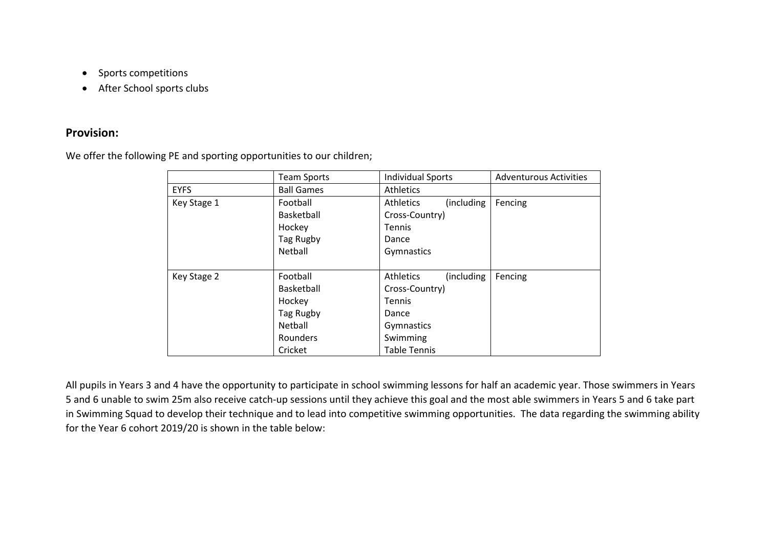- Sports competitions
- After School sports clubs

## Provision:

We offer the following PE and sporting opportunities to our children;

| | Team Sports | Individual Sports | Adventurous Activities |
|---|---|---|---|
| EYFS | Ball Games | Athletics | |
| Key Stage 1 | Football<br>Basketball<br>Hockey<br>Tag Rugby<br>Netball | Athletics (including Cross-Country)<br>Tennis<br>Dance<br>Gymnastics | Fencing |
| Key Stage 2 | Football<br>Basketball<br>Hockey<br>Tag Rugby<br>Netball<br>Rounders<br>Cricket | Athletics (including Cross-Country)<br>Tennis<br>Dance<br>Gymnastics<br>Swimming<br>Table Tennis | Fencing |

All pupils in Years 3 and 4 have the opportunity to participate in school swimming lessons for half an academic year. Those swimmers in Years 5 and 6 unable to swim 25m also receive catch-up sessions until they achieve this goal and the most able swimmers in Years 5 and 6 take part in Swimming Squad to develop their technique and to lead into competitive swimming opportunities. The data regarding the swimming ability for the Year 6 cohort 2019/20 is shown in the table below: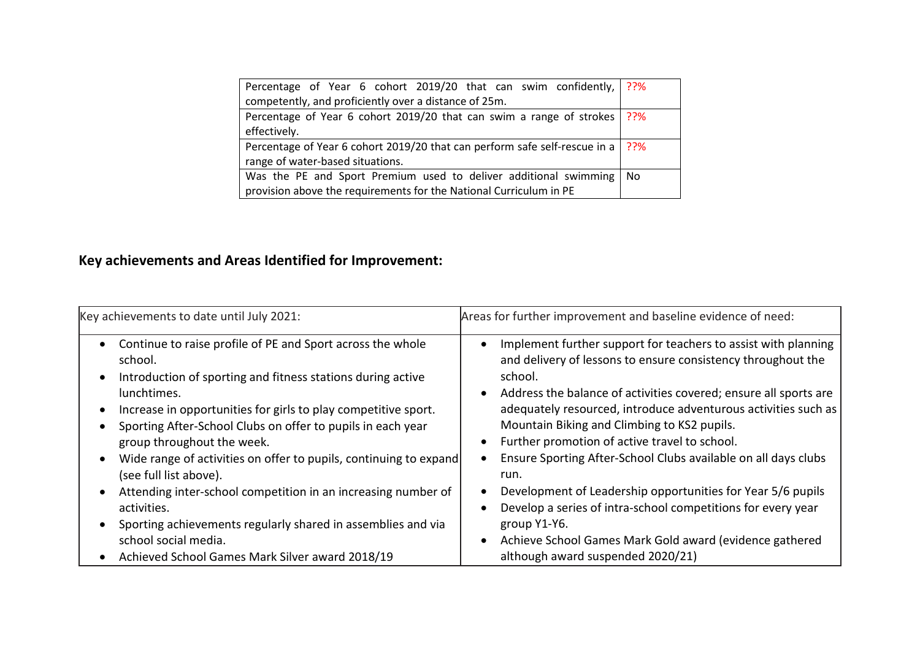| | |
|---|---|
| Percentage of Year 6 cohort 2019/20 that can swim confidently, competently, and proficiently over a distance of 25m. | ??% |
| Percentage of Year 6 cohort 2019/20 that can swim a range of strokes effectively. | ??% |
| Percentage of Year 6 cohort 2019/20 that can perform safe self-rescue in a range of water-based situations. | ??% |
| Was the PE and Sport Premium used to deliver additional swimming provision above the requirements for the National Curriculum in PE | No |

## Key achievements and Areas Identified for Improvement:

| Key achievements to date until July 2021: | Areas for further improvement and baseline evidence of need: |
|---|---|
| • Continue to raise profile of PE and Sport across the whole school.<br>• Introduction of sporting and fitness stations during active lunchtimes.<br>• Increase in opportunities for girls to play competitive sport.<br>• Sporting After-School Clubs on offer to pupils in each year group throughout the week.<br>• Wide range of activities on offer to pupils, continuing to expand (see full list above).<br>• Attending inter-school competition in an increasing number of activities.<br>• Sporting achievements regularly shared in assemblies and via school social media.<br>• Achieved School Games Mark Silver award 2018/19 | • Implement further support for teachers to assist with planning and delivery of lessons to ensure consistency throughout the school.<br>• Address the balance of activities covered; ensure all sports are adequately resourced, introduce adventurous activities such as Mountain Biking and Climbing to KS2 pupils.<br>• Further promotion of active travel to school.<br>• Ensure Sporting After-School Clubs available on all days clubs run.<br>• Development of Leadership opportunities for Year 5/6 pupils<br>• Develop a series of intra-school competitions for every year group Y1-Y6.<br>• Achieve School Games Mark Gold award (evidence gathered although award suspended 2020/21) |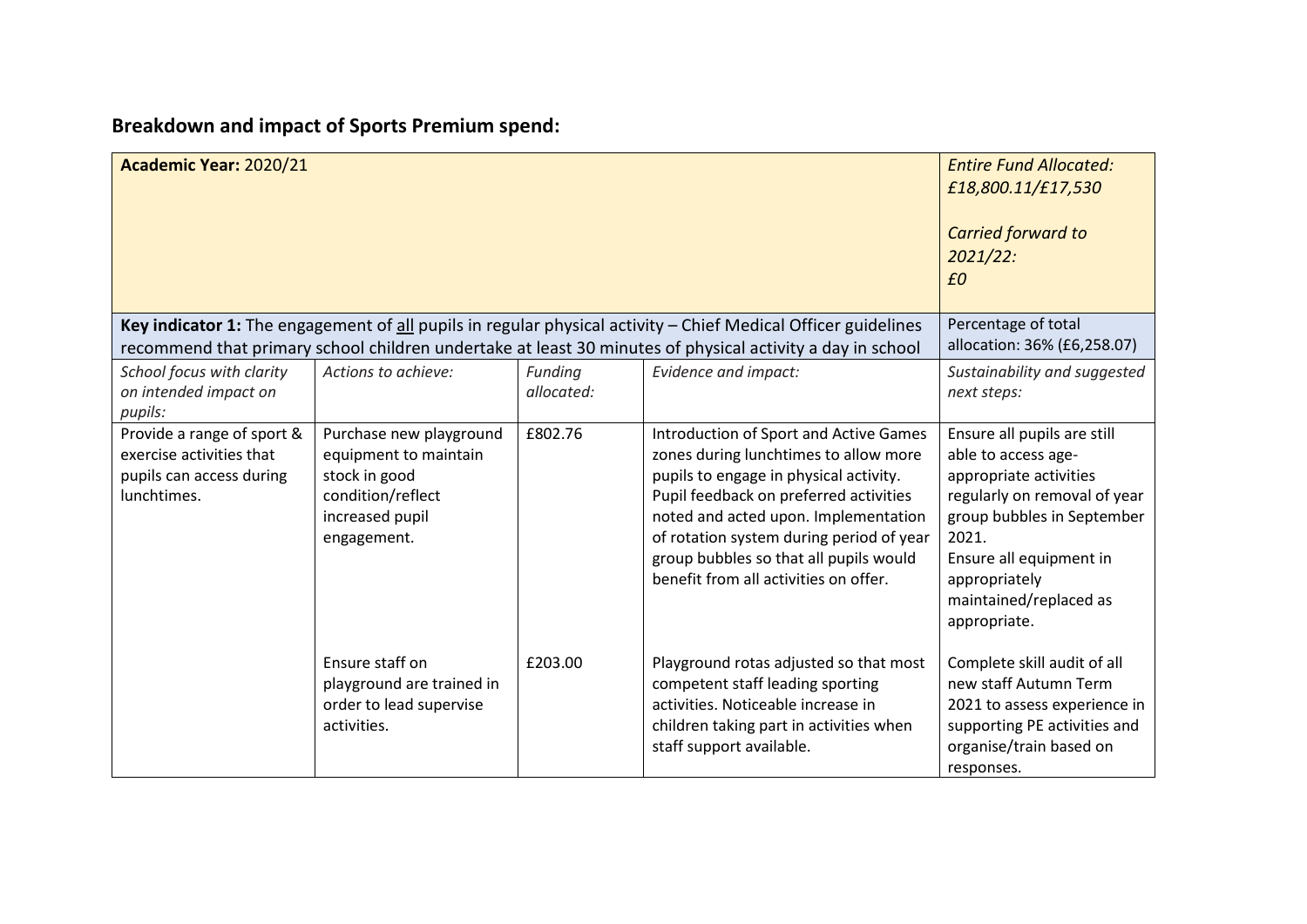## Breakdown and impact of Sports Premium spend:

| **Academic Year:** 2020/21 | | | | *Entire Fund Allocated: £18,800.11/£17,530*<br><br>*Carried forward to 2021/22: £0* |
|---|---|---|---|---|
| **Key indicator 1:** The engagement of <u>all</u> pupils in regular physical activity – Chief Medical Officer guidelines recommend that primary school children undertake at least 30 minutes of physical activity a day in school | | | | Percentage of total allocation: 36% (£6,258.07) |
| *School focus with clarity on intended impact on pupils:* | *Actions to achieve:* | *Funding allocated:* | *Evidence and impact:* | *Sustainability and suggested next steps:* |
| Provide a range of sport & exercise activities that pupils can access during lunchtimes. | Purchase new playground equipment to maintain stock in good condition/reflect increased pupil engagement. | £802.76 | Introduction of Sport and Active Games zones during lunchtimes to allow more pupils to engage in physical activity. Pupil feedback on preferred activities noted and acted upon. Implementation of rotation system during period of year group bubbles so that all pupils would benefit from all activities on offer. | Ensure all pupils are still able to access age-appropriate activities regularly on removal of year group bubbles in September 2021.<br>Ensure all equipment in appropriately maintained/replaced as appropriate. |
| | Ensure staff on playground are trained in order to lead supervise activities. | £203.00 | Playground rotas adjusted so that most competent staff leading sporting activities. Noticeable increase in children taking part in activities when staff support available. | Complete skill audit of all new staff Autumn Term 2021 to assess experience in supporting PE activities and organise/train based on responses. |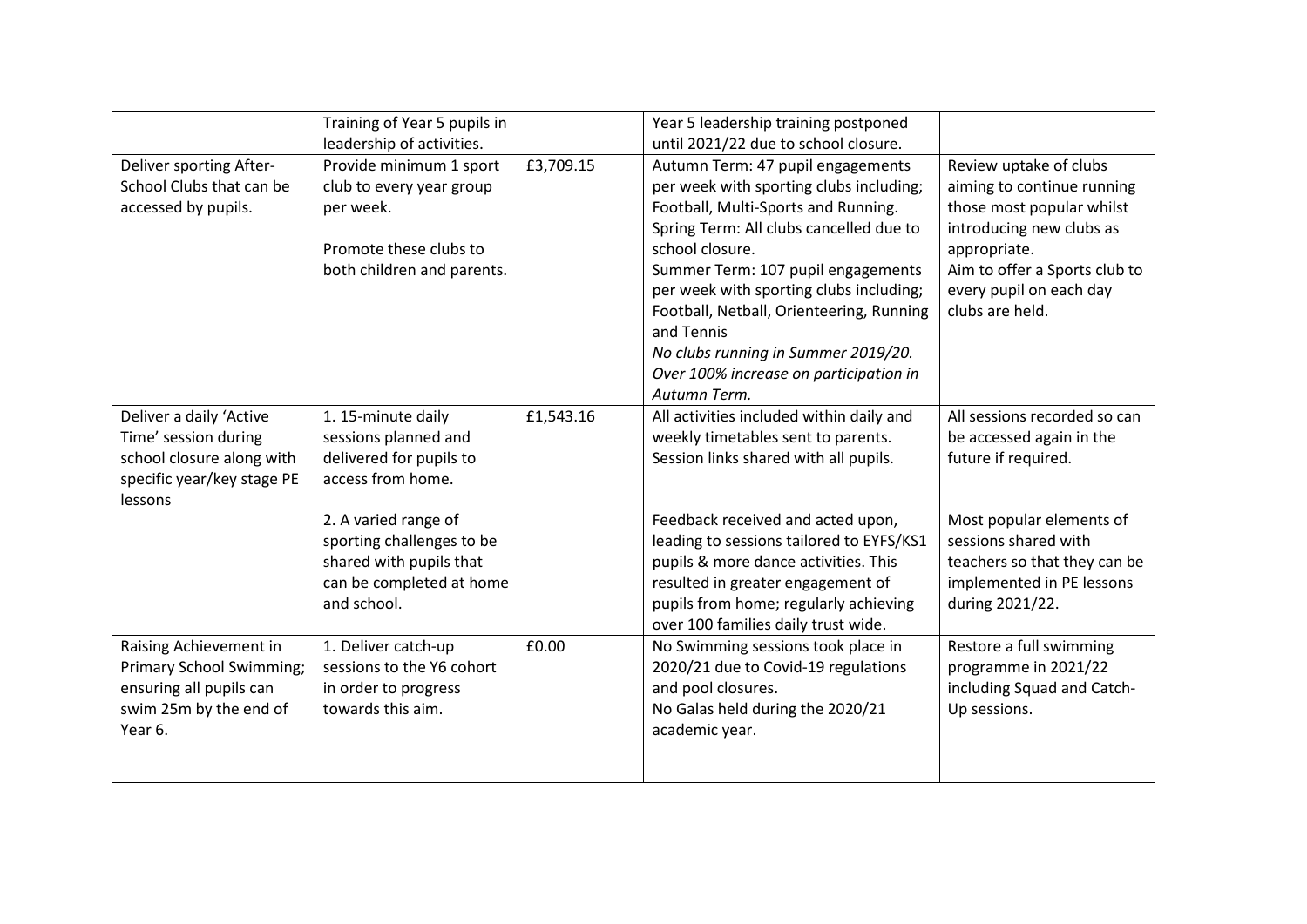| | | | | |
|---|---|---|---|---|
| | Training of Year 5 pupils in leadership of activities. | | Year 5 leadership training postponed until 2021/22 due to school closure. | |
| Deliver sporting After-School Clubs that can be accessed by pupils. | Provide minimum 1 sport club to every year group per week.<br><br>Promote these clubs to both children and parents. | £3,709.15 | Autumn Term: 47 pupil engagements per week with sporting clubs including; Football, Multi-Sports and Running.<br>Spring Term: All clubs cancelled due to school closure.<br>Summer Term: 107 pupil engagements per week with sporting clubs including; Football, Netball, Orienteering, Running and Tennis<br>*No clubs running in Summer 2019/20. Over 100% increase on participation in Autumn Term.* | Review uptake of clubs aiming to continue running those most popular whilst introducing new clubs as appropriate.<br>Aim to offer a Sports club to every pupil on each day clubs are held. |
| Deliver a daily 'Active Time' session during school closure along with specific year/key stage PE lessons | 1. 15-minute daily sessions planned and delivered for pupils to access from home.<br><br>2. A varied range of sporting challenges to be shared with pupils that can be completed at home and school. | £1,543.16 | All activities included within daily and weekly timetables sent to parents. Session links shared with all pupils.<br><br>Feedback received and acted upon, leading to sessions tailored to EYFS/KS1 pupils & more dance activities. This resulted in greater engagement of pupils from home; regularly achieving over 100 families daily trust wide. | All sessions recorded so can be accessed again in the future if required.<br><br>Most popular elements of sessions shared with teachers so that they can be implemented in PE lessons during 2021/22. |
| Raising Achievement in Primary School Swimming; ensuring all pupils can swim 25m by the end of Year 6. | 1. Deliver catch-up sessions to the Y6 cohort in order to progress towards this aim. | £0.00 | No Swimming sessions took place in 2020/21 due to Covid-19 regulations and pool closures.<br>No Galas held during the 2020/21 academic year. | Restore a full swimming programme in 2021/22 including Squad and Catch-Up sessions. |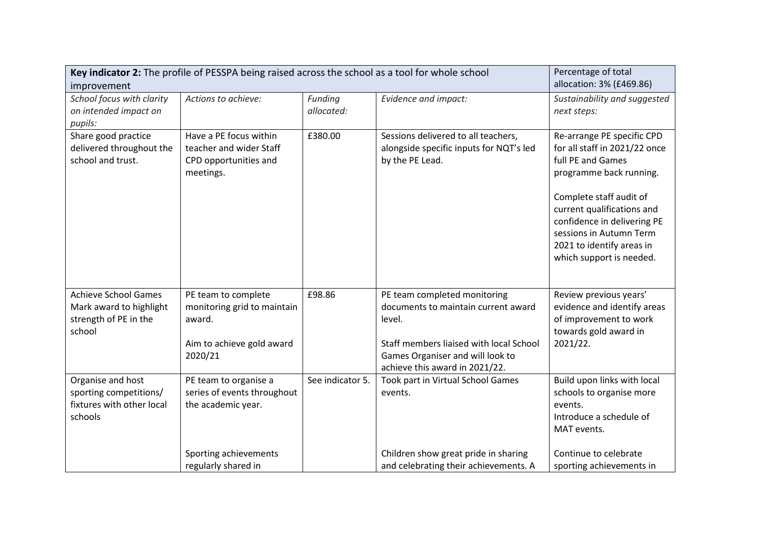| **Key indicator 2:** The profile of PESSPA being raised across the school as a tool for whole school improvement | | | | Percentage of total allocation: 3% (£469.86) |
|---|---|---|---|---|
| *School focus with clarity on intended impact on pupils:* | *Actions to achieve:* | *Funding allocated:* | *Evidence and impact:* | *Sustainability and suggested next steps:* |
| Share good practice delivered throughout the school and trust. | Have a PE focus within teacher and wider Staff CPD opportunities and meetings. | £380.00 | Sessions delivered to all teachers, alongside specific inputs for NQT's led by the PE Lead. | Re-arrange PE specific CPD for all staff in 2021/22 once full PE and Games programme back running.<br><br>Complete staff audit of current qualifications and confidence in delivering PE sessions in Autumn Term 2021 to identify areas in which support is needed. |
| Achieve School Games Mark award to highlight strength of PE in the school | PE team to complete monitoring grid to maintain award.<br><br>Aim to achieve gold award 2020/21 | £98.86 | PE team completed monitoring documents to maintain current award level.<br><br>Staff members liaised with local School Games Organiser and will look to achieve this award in 2021/22. | Review previous years' evidence and identify areas of improvement to work towards gold award in 2021/22. |
| Organise and host sporting competitions/ fixtures with other local schools | PE team to organise a series of events throughout the academic year.<br><br>Sporting achievements regularly shared in | See indicator 5. | Took part in Virtual School Games events.<br><br>Children show great pride in sharing and celebrating their achievements. A | Build upon links with local schools to organise more events.<br>Introduce a schedule of MAT events.<br><br>Continue to celebrate sporting achievements in |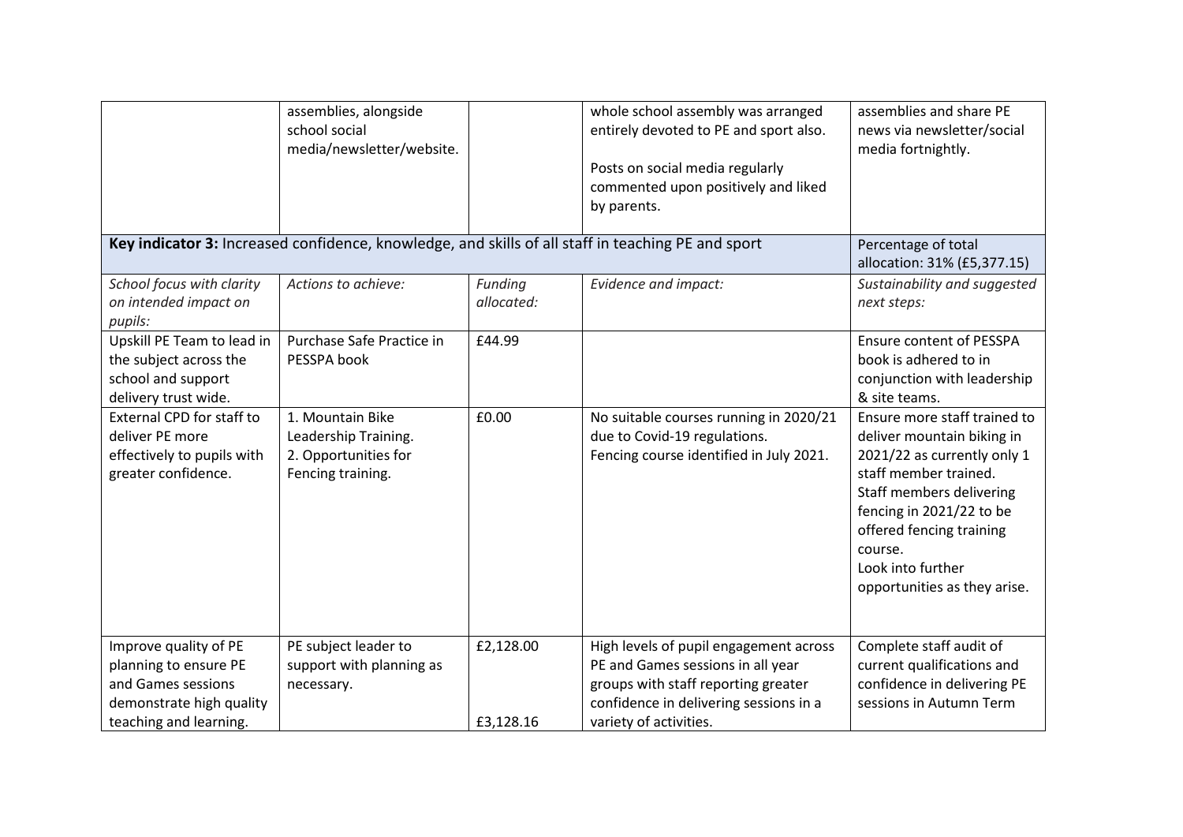| | | | | |
|---|---|---|---|---|
| | assemblies, alongside school social media/newsletter/website. | | whole school assembly was arranged entirely devoted to PE and sport also.<br><br>Posts on social media regularly commented upon positively and liked by parents. | assemblies and share PE news via newsletter/social media fortnightly. |
| **Key indicator 3:** Increased confidence, knowledge, and skills of all staff in teaching PE and sport | | | | Percentage of total allocation: 31% (£5,377.15) |
| *School focus with clarity on intended impact on pupils:* | *Actions to achieve:* | *Funding allocated:* | *Evidence and impact:* | *Sustainability and suggested next steps:* |
| Upskill PE Team to lead in the subject across the school and support delivery trust wide. | Purchase Safe Practice in PESSPA book | £44.99 | | Ensure content of PESSPA book is adhered to in conjunction with leadership & site teams. |
| External CPD for staff to deliver PE more effectively to pupils with greater confidence. | 1. Mountain Bike Leadership Training.<br>2. Opportunities for Fencing training. | £0.00 | No suitable courses running in 2020/21 due to Covid-19 regulations.<br>Fencing course identified in July 2021. | Ensure more staff trained to deliver mountain biking in 2021/22 as currently only 1 staff member trained.<br>Staff members delivering fencing in 2021/22 to be offered fencing training course.<br>Look into further opportunities as they arise. |
| Improve quality of PE planning to ensure PE and Games sessions demonstrate high quality teaching and learning. | PE subject leader to support with planning as necessary. | £2,128.00<br><br>£3,128.16 | High levels of pupil engagement across PE and Games sessions in all year groups with staff reporting greater confidence in delivering sessions in a variety of activities. | Complete staff audit of current qualifications and confidence in delivering PE sessions in Autumn Term |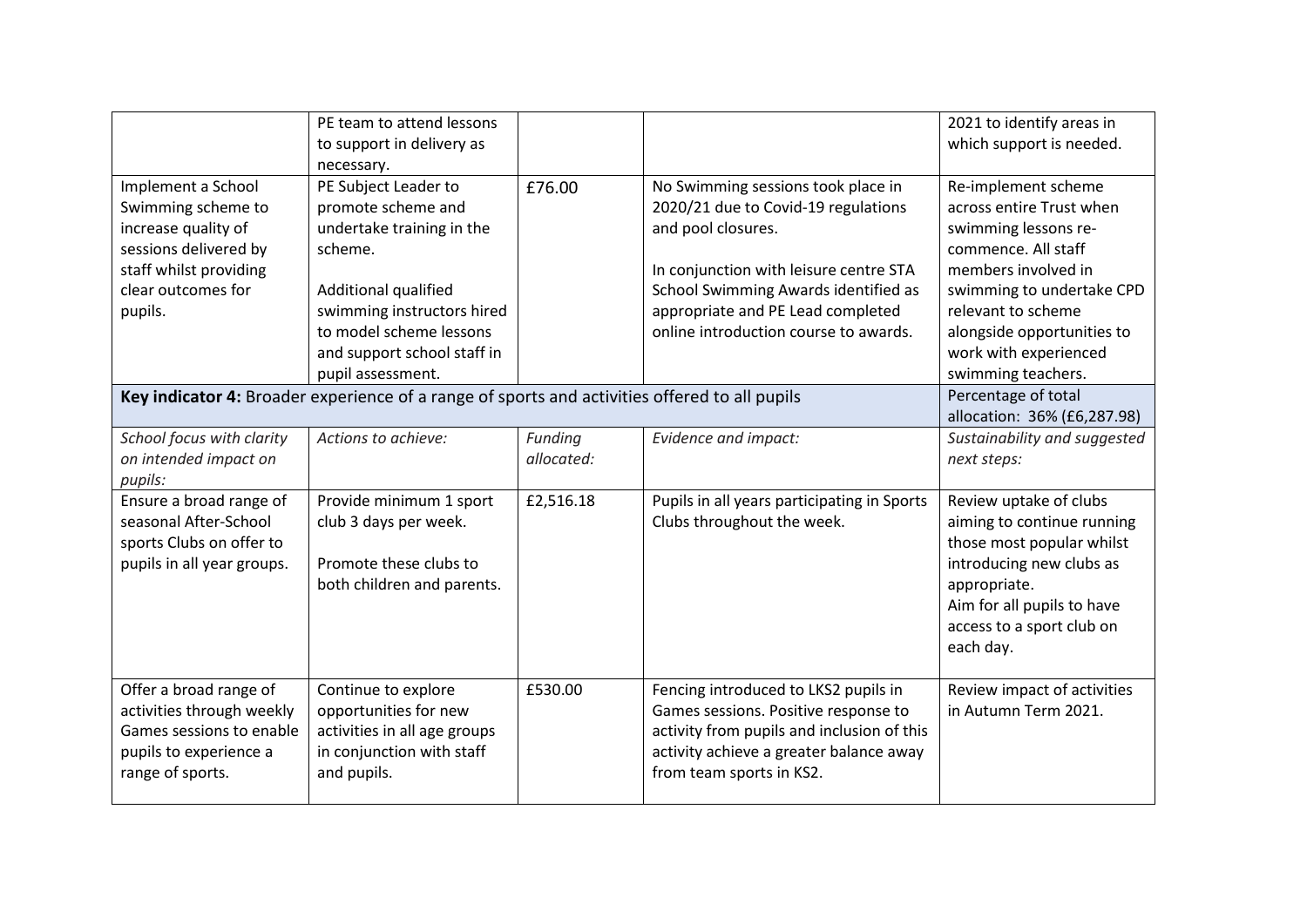| | | | | |
|---|---|---|---|---|
| | PE team to attend lessons to support in delivery as necessary. | | | 2021 to identify areas in which support is needed. |
| Implement a School Swimming scheme to increase quality of sessions delivered by staff whilst providing clear outcomes for pupils. | PE Subject Leader to promote scheme and undertake training in the scheme.<br><br>Additional qualified swimming instructors hired to model scheme lessons and support school staff in pupil assessment. | £76.00 | No Swimming sessions took place in 2020/21 due to Covid-19 regulations and pool closures.<br><br>In conjunction with leisure centre STA School Swimming Awards identified as appropriate and PE Lead completed online introduction course to awards. | Re-implement scheme across entire Trust when swimming lessons re-commence. All staff members involved in swimming to undertake CPD relevant to scheme alongside opportunities to work with experienced swimming teachers. |
| **Key indicator 4:** Broader experience of a range of sports and activities offered to all pupils | | | | Percentage of total allocation: 36% (£6,287.98) |
| *School focus with clarity on intended impact on pupils:* | *Actions to achieve:* | *Funding allocated:* | *Evidence and impact:* | *Sustainability and suggested next steps:* |
| Ensure a broad range of seasonal After-School sports Clubs on offer to pupils in all year groups. | Provide minimum 1 sport club 3 days per week.<br><br>Promote these clubs to both children and parents. | £2,516.18 | Pupils in all years participating in Sports Clubs throughout the week. | Review uptake of clubs aiming to continue running those most popular whilst introducing new clubs as appropriate.<br>Aim for all pupils to have access to a sport club on each day. |
| Offer a broad range of activities through weekly Games sessions to enable pupils to experience a range of sports. | Continue to explore opportunities for new activities in all age groups in conjunction with staff and pupils. | £530.00 | Fencing introduced to LKS2 pupils in Games sessions. Positive response to activity from pupils and inclusion of this activity achieve a greater balance away from team sports in KS2. | Review impact of activities in Autumn Term 2021. |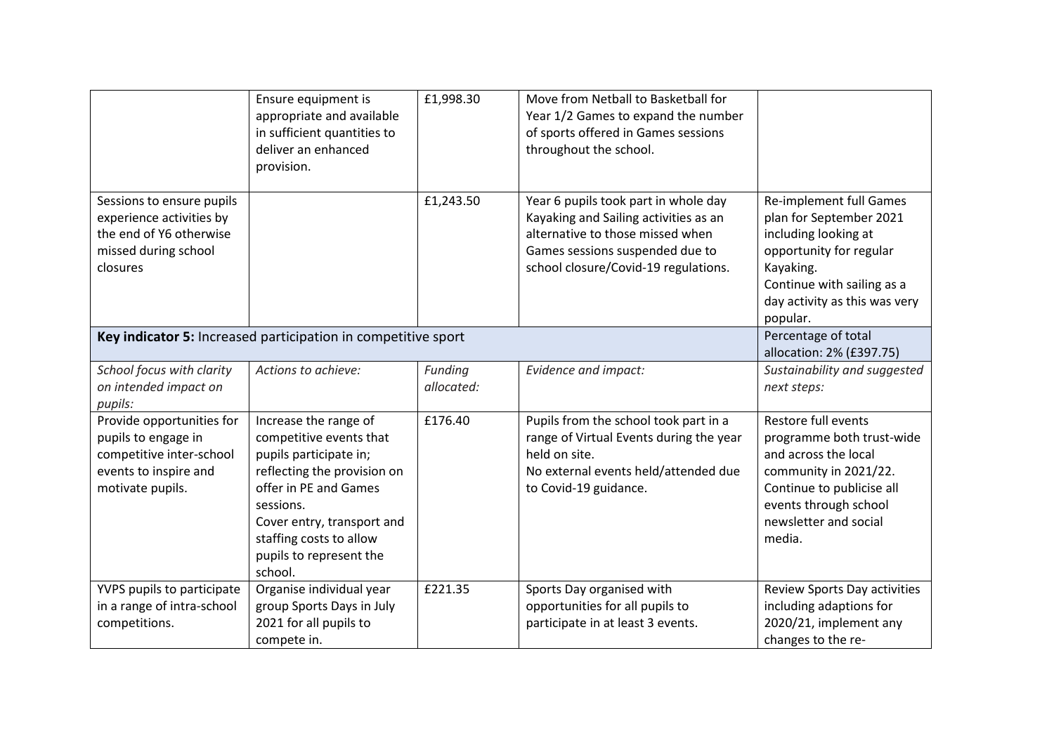| | | | | |
|---|---|---|---|---|
| | Ensure equipment is appropriate and available in sufficient quantities to deliver an enhanced provision. | £1,998.30 | Move from Netball to Basketball for Year 1/2 Games to expand the number of sports offered in Games sessions throughout the school. | |
| Sessions to ensure pupils experience activities by the end of Y6 otherwise missed during school closures | | £1,243.50 | Year 6 pupils took part in whole day Kayaking and Sailing activities as an alternative to those missed when Games sessions suspended due to school closure/Covid-19 regulations. | Re-implement full Games plan for September 2021 including looking at opportunity for regular Kayaking.<br>Continue with sailing as a day activity as this was very popular. |
| **Key indicator 5:** Increased participation in competitive sport | | | | Percentage of total allocation: 2% (£397.75) |
| *School focus with clarity on intended impact on pupils:* | *Actions to achieve:* | *Funding allocated:* | *Evidence and impact:* | *Sustainability and suggested next steps:* |
| Provide opportunities for pupils to engage in competitive inter-school events to inspire and motivate pupils. | Increase the range of competitive events that pupils participate in; reflecting the provision on offer in PE and Games sessions.<br>Cover entry, transport and staffing costs to allow pupils to represent the school. | £176.40 | Pupils from the school took part in a range of Virtual Events during the year held on site.<br>No external events held/attended due to Covid-19 guidance. | Restore full events programme both trust-wide and across the local community in 2021/22.<br>Continue to publicise all events through school newsletter and social media. |
| YVPS pupils to participate in a range of intra-school competitions. | Organise individual year group Sports Days in July 2021 for all pupils to compete in. | £221.35 | Sports Day organised with opportunities for all pupils to participate in at least 3 events. | Review Sports Day activities including adaptions for 2020/21, implement any changes to the re- |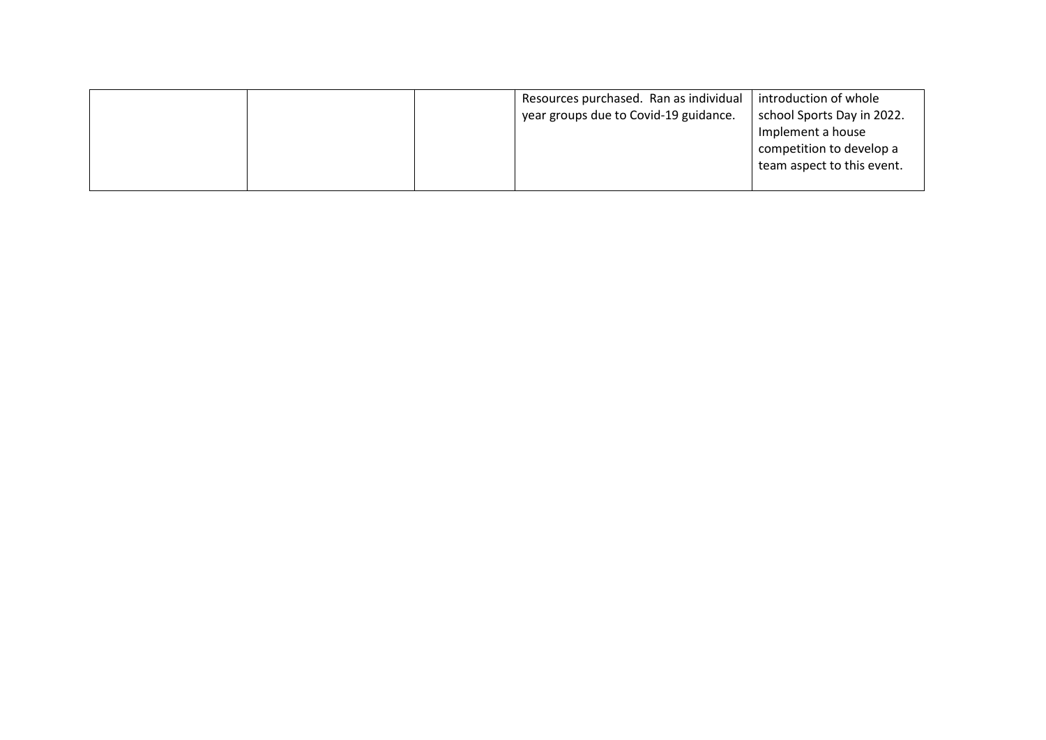| | | | | |
|---|---|---|---|---|
| | | | Resources purchased. Ran as individual year groups due to Covid-19 guidance. | introduction of whole school Sports Day in 2022. Implement a house competition to develop a team aspect to this event. |